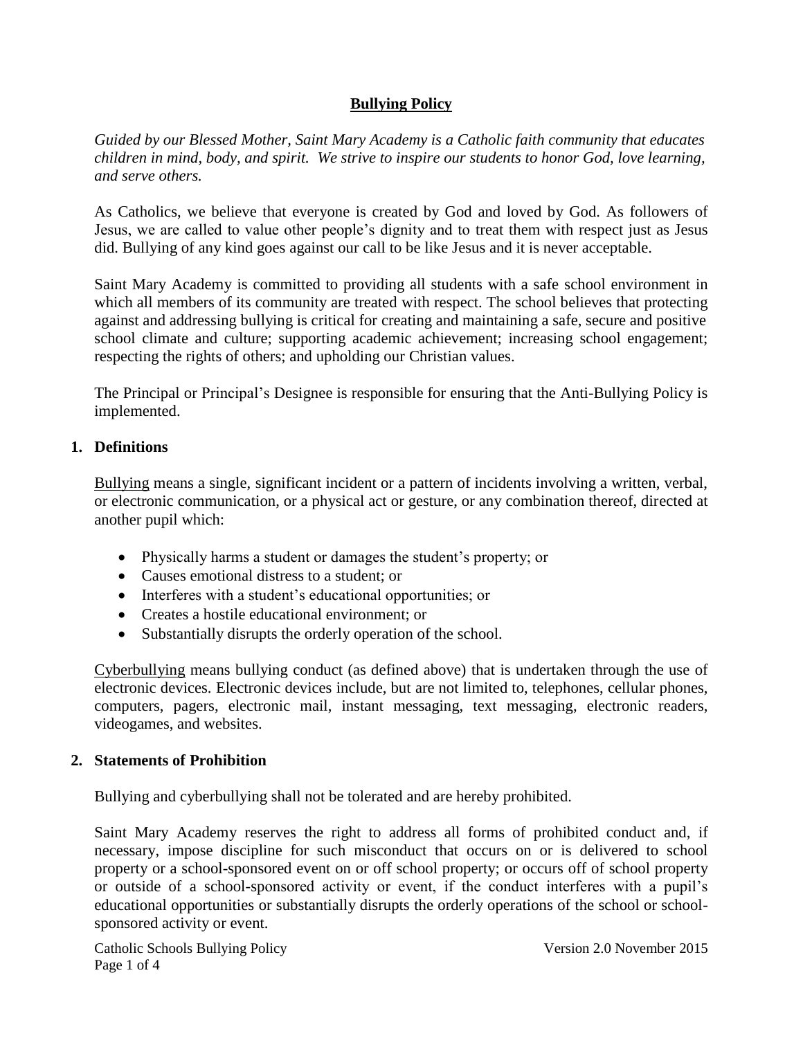# **Bullying Policy**

*Guided by our Blessed Mother, Saint Mary Academy is a Catholic faith community that educates children in mind, body, and spirit. We strive to inspire our students to honor God, love learning, and serve others.*

As Catholics, we believe that everyone is created by God and loved by God. As followers of Jesus, we are called to value other people's dignity and to treat them with respect just as Jesus did. Bullying of any kind goes against our call to be like Jesus and it is never acceptable.

Saint Mary Academy is committed to providing all students with a safe school environment in which all members of its community are treated with respect. The school believes that protecting against and addressing bullying is critical for creating and maintaining a safe, secure and positive school climate and culture; supporting academic achievement; increasing school engagement; respecting the rights of others; and upholding our Christian values.

The Principal or Principal's Designee is responsible for ensuring that the Anti-Bullying Policy is implemented.

## **1. Definitions**

Bullying means a single, significant incident or a pattern of incidents involving a written, verbal, or electronic communication, or a physical act or gesture, or any combination thereof, directed at another pupil which:

- Physically harms a student or damages the student's property; or
- Causes emotional distress to a student; or
- Interferes with a student's educational opportunities; or
- Creates a hostile educational environment; or
- Substantially disrupts the orderly operation of the school.

Cyberbullying means bullying conduct (as defined above) that is undertaken through the use of electronic devices. Electronic devices include, but are not limited to, telephones, cellular phones, computers, pagers, electronic mail, instant messaging, text messaging, electronic readers, videogames, and websites.

## **2. Statements of Prohibition**

Bullying and cyberbullying shall not be tolerated and are hereby prohibited.

Saint Mary Academy reserves the right to address all forms of prohibited conduct and, if necessary, impose discipline for such misconduct that occurs on or is delivered to school property or a school-sponsored event on or off school property; or occurs off of school property or outside of a school-sponsored activity or event, if the conduct interferes with a pupil's educational opportunities or substantially disrupts the orderly operations of the school or school-sponsored activity or event.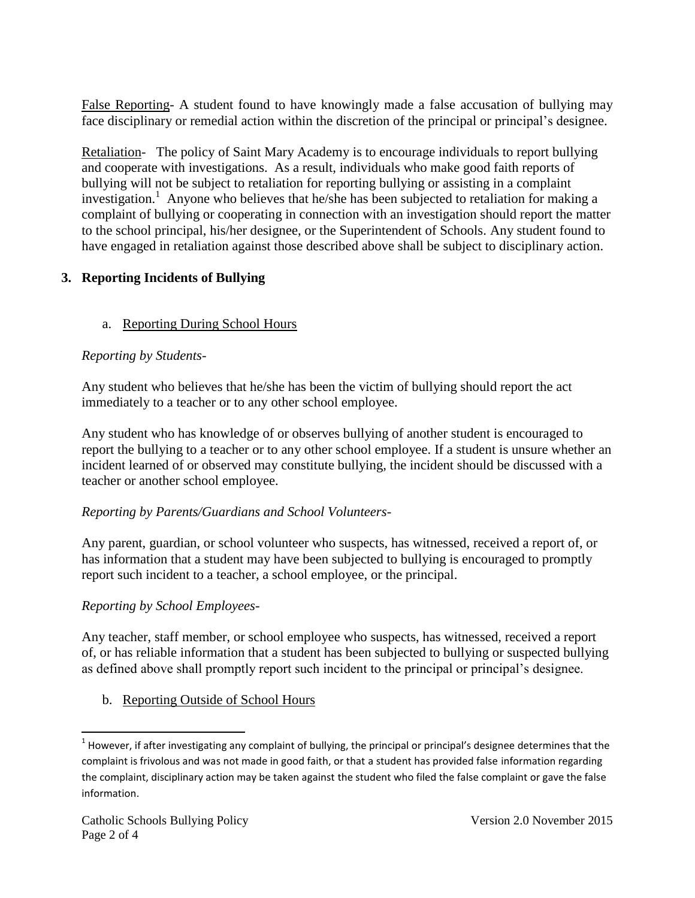False Reporting- A student found to have knowingly made a false accusation of bullying may face disciplinary or remedial action within the discretion of the principal or principal's designee.

Retaliation- The policy of Saint Mary Academy is to encourage individuals to report bullying and cooperate with investigations. As a result, individuals who make good faith reports of bullying will not be subject to retaliation for reporting bullying or assisting in a complaint investigation.[1] Anyone who believes that he/she has been subjected to retaliation for making a complaint of bullying or cooperating in connection with an investigation should report the matter to the school principal, his/her designee, or the Superintendent of Schools. Any student found to have engaged in retaliation against those described above shall be subject to disciplinary action.

## 3. Reporting Incidents of Bullying

### a. Reporting During School Hours

*Reporting by Students-*

Any student who believes that he/she has been the victim of bullying should report the act immediately to a teacher or to any other school employee.

Any student who has knowledge of or observes bullying of another student is encouraged to report the bullying to a teacher or to any other school employee. If a student is unsure whether an incident learned of or observed may constitute bullying, the incident should be discussed with a teacher or another school employee.

*Reporting by Parents/Guardians and School Volunteers-*

Any parent, guardian, or school volunteer who suspects, has witnessed, received a report of, or has information that a student may have been subjected to bullying is encouraged to promptly report such incident to a teacher, a school employee, or the principal.

*Reporting by School Employees-*

Any teacher, staff member, or school employee who suspects, has witnessed, received a report of, or has reliable information that a student has been subjected to bullying or suspected bullying as defined above shall promptly report such incident to the principal or principal's designee.

### b. Reporting Outside of School Hours

---

[1] However, if after investigating any complaint of bullying, the principal or principal's designee determines that the complaint is frivolous and was not made in good faith, or that a student has provided false information regarding the complaint, disciplinary action may be taken against the student who filed the false complaint or gave the false information.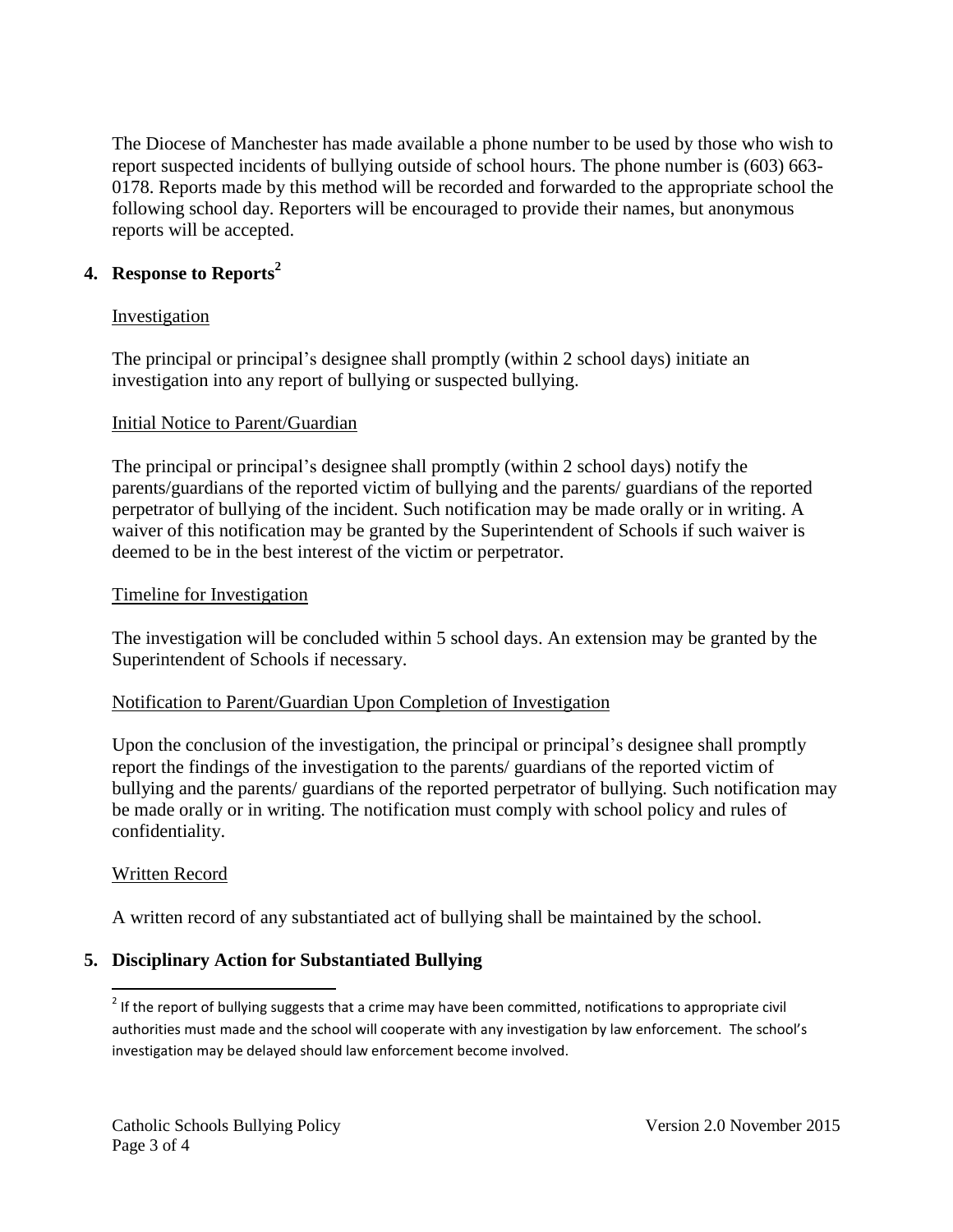The Diocese of Manchester has made available a phone number to be used by those who wish to report suspected incidents of bullying outside of school hours. The phone number is (603) 663-0178. Reports made by this method will be recorded and forwarded to the appropriate school the following school day. Reporters will be encouraged to provide their names, but anonymous reports will be accepted.

## 4. Response to Reports[2]

Investigation

The principal or principal's designee shall promptly (within 2 school days) initiate an investigation into any report of bullying or suspected bullying.

Initial Notice to Parent/Guardian

The principal or principal's designee shall promptly (within 2 school days) notify the parents/guardians of the reported victim of bullying and the parents/ guardians of the reported perpetrator of bullying of the incident. Such notification may be made orally or in writing. A waiver of this notification may be granted by the Superintendent of Schools if such waiver is deemed to be in the best interest of the victim or perpetrator.

Timeline for Investigation

The investigation will be concluded within 5 school days. An extension may be granted by the Superintendent of Schools if necessary.

Notification to Parent/Guardian Upon Completion of Investigation

Upon the conclusion of the investigation, the principal or principal's designee shall promptly report the findings of the investigation to the parents/ guardians of the reported victim of bullying and the parents/ guardians of the reported perpetrator of bullying. Such notification may be made orally or in writing. The notification must comply with school policy and rules of confidentiality.

Written Record

A written record of any substantiated act of bullying shall be maintained by the school.

## 5. Disciplinary Action for Substantiated Bullying

[2] If the report of bullying suggests that a crime may have been committed, notifications to appropriate civil authorities must made and the school will cooperate with any investigation by law enforcement. The school's investigation may be delayed should law enforcement become involved.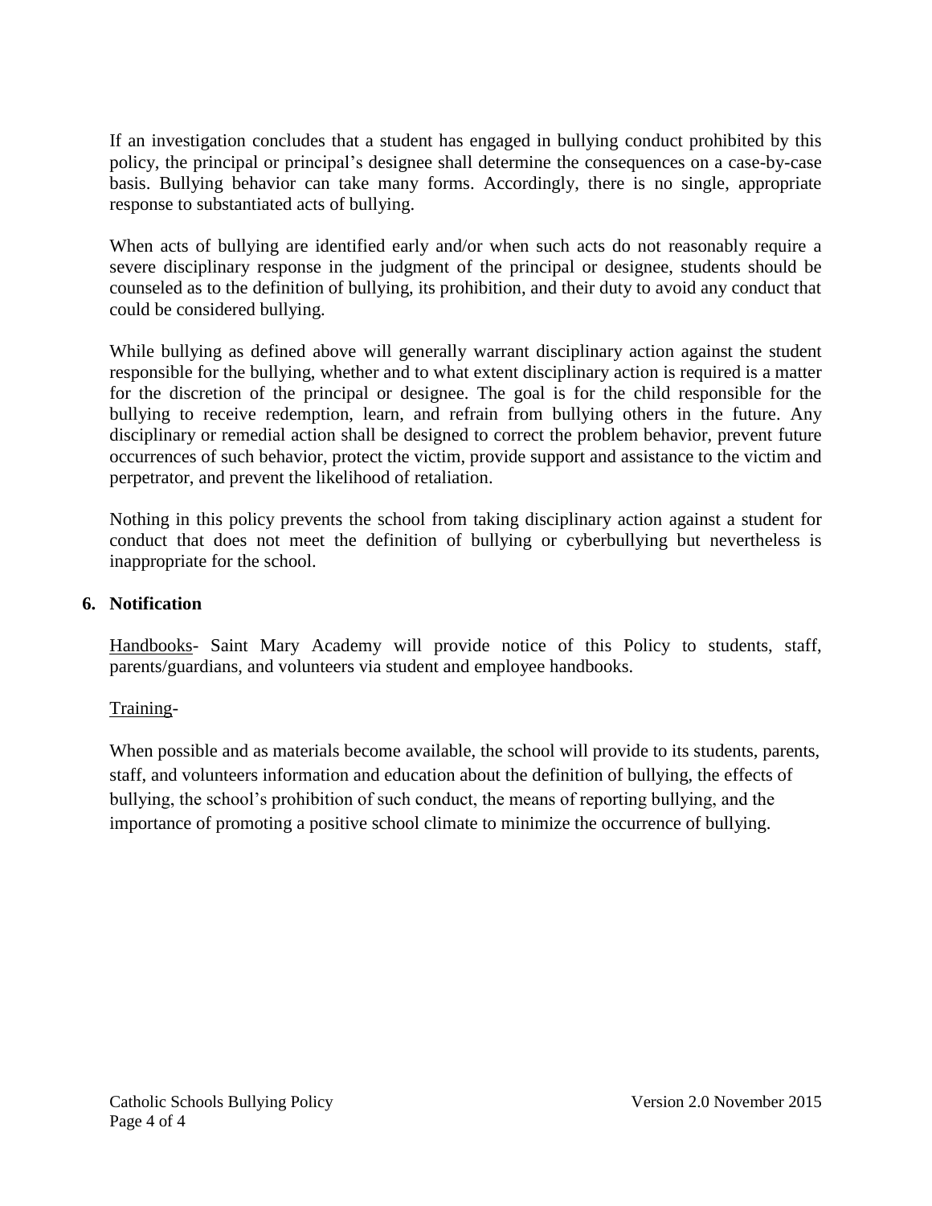If an investigation concludes that a student has engaged in bullying conduct prohibited by this policy, the principal or principal's designee shall determine the consequences on a case-by-case basis. Bullying behavior can take many forms. Accordingly, there is no single, appropriate response to substantiated acts of bullying.

When acts of bullying are identified early and/or when such acts do not reasonably require a severe disciplinary response in the judgment of the principal or designee, students should be counseled as to the definition of bullying, its prohibition, and their duty to avoid any conduct that could be considered bullying.

While bullying as defined above will generally warrant disciplinary action against the student responsible for the bullying, whether and to what extent disciplinary action is required is a matter for the discretion of the principal or designee. The goal is for the child responsible for the bullying to receive redemption, learn, and refrain from bullying others in the future. Any disciplinary or remedial action shall be designed to correct the problem behavior, prevent future occurrences of such behavior, protect the victim, provide support and assistance to the victim and perpetrator, and prevent the likelihood of retaliation.

Nothing in this policy prevents the school from taking disciplinary action against a student for conduct that does not meet the definition of bullying or cyberbullying but nevertheless is inappropriate for the school.

**6. Notification**

<u>Handbooks</u>- Saint Mary Academy will provide notice of this Policy to students, staff, parents/guardians, and volunteers via student and employee handbooks.

<u>Training</u>-

When possible and as materials become available, the school will provide to its students, parents, staff, and volunteers information and education about the definition of bullying, the effects of bullying, the school's prohibition of such conduct, the means of reporting bullying, and the importance of promoting a positive school climate to minimize the occurrence of bullying.